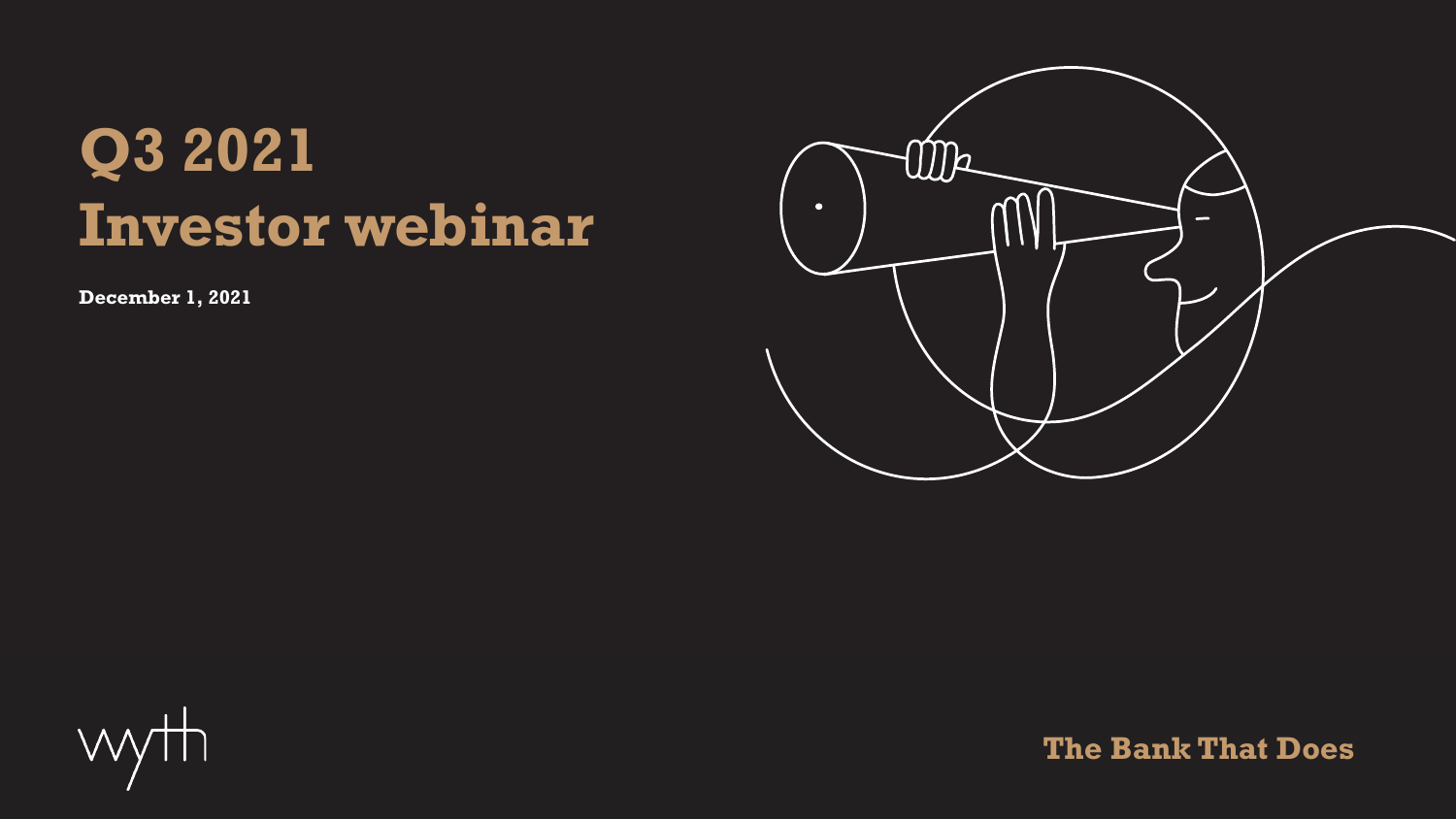# Q3 2021
# Investor webinar

**December 1, 2021**

wyth

**The Bank That Does**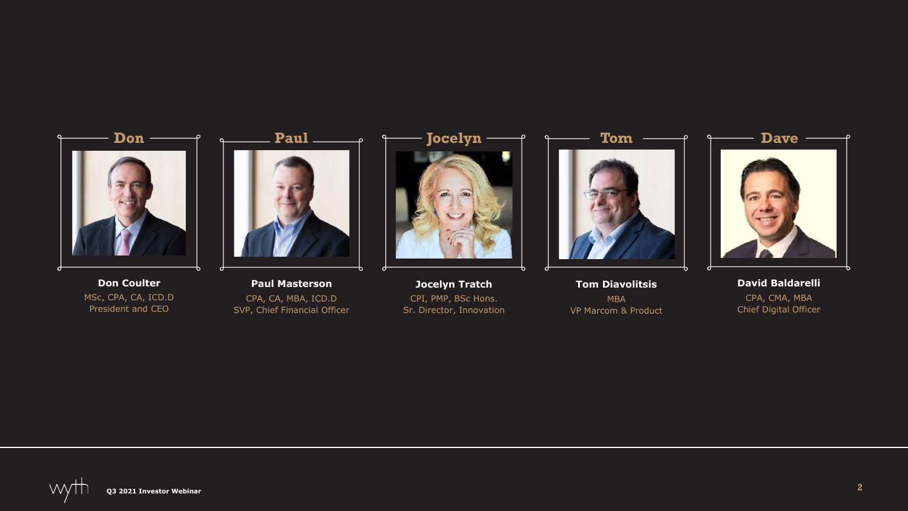**Don**

**Don Coulter**
MSc, CPA, CA, ICD.D
President and CEO

**Paul**

**Paul Masterson**
CPA, CA, MBA, ICD.D
SVP, Chief Financial Officer

**Jocelyn**

**Jocelyn Tratch**
CPI, PMP, BSc Hons.
Sr. Director, Innovation

**Tom**

**Tom Diavolitsis**
MBA
VP Marcom & Product

**Dave**

**David Baldarelli**
CPA, CMA, MBA
Chief Digital Officer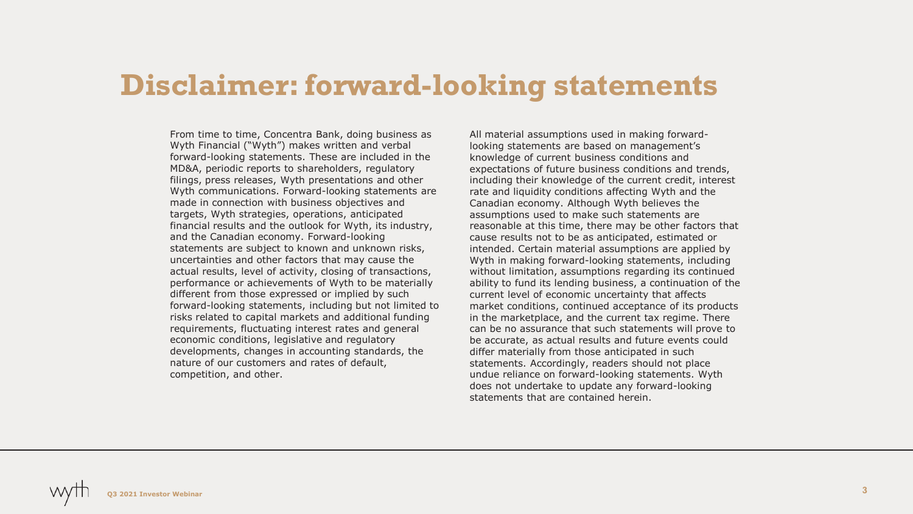# Disclaimer: forward-looking statements

From time to time, Concentra Bank, doing business as Wyth Financial ("Wyth") makes written and verbal forward-looking statements. These are included in the MD&A, periodic reports to shareholders, regulatory filings, press releases, Wyth presentations and other Wyth communications. Forward-looking statements are made in connection with business objectives and targets, Wyth strategies, operations, anticipated financial results and the outlook for Wyth, its industry, and the Canadian economy. Forward-looking statements are subject to known and unknown risks, uncertainties and other factors that may cause the actual results, level of activity, closing of transactions, performance or achievements of Wyth to be materially different from those expressed or implied by such forward-looking statements, including but not limited to risks related to capital markets and additional funding requirements, fluctuating interest rates and general economic conditions, legislative and regulatory developments, changes in accounting standards, the nature of our customers and rates of default, competition, and other.

All material assumptions used in making forward-looking statements are based on management's knowledge of current business conditions and expectations of future business conditions and trends, including their knowledge of the current credit, interest rate and liquidity conditions affecting Wyth and the Canadian economy. Although Wyth believes the assumptions used to make such statements are reasonable at this time, there may be other factors that cause results not to be as anticipated, estimated or intended. Certain material assumptions are applied by Wyth in making forward-looking statements, including without limitation, assumptions regarding its continued ability to fund its lending business, a continuation of the current level of economic uncertainty that affects market conditions, continued acceptance of its products in the marketplace, and the current tax regime. There can be no assurance that such statements will prove to be accurate, as actual results and future events could differ materially from those anticipated in such statements. Accordingly, readers should not place undue reliance on forward-looking statements. Wyth does not undertake to update any forward-looking statements that are contained herein.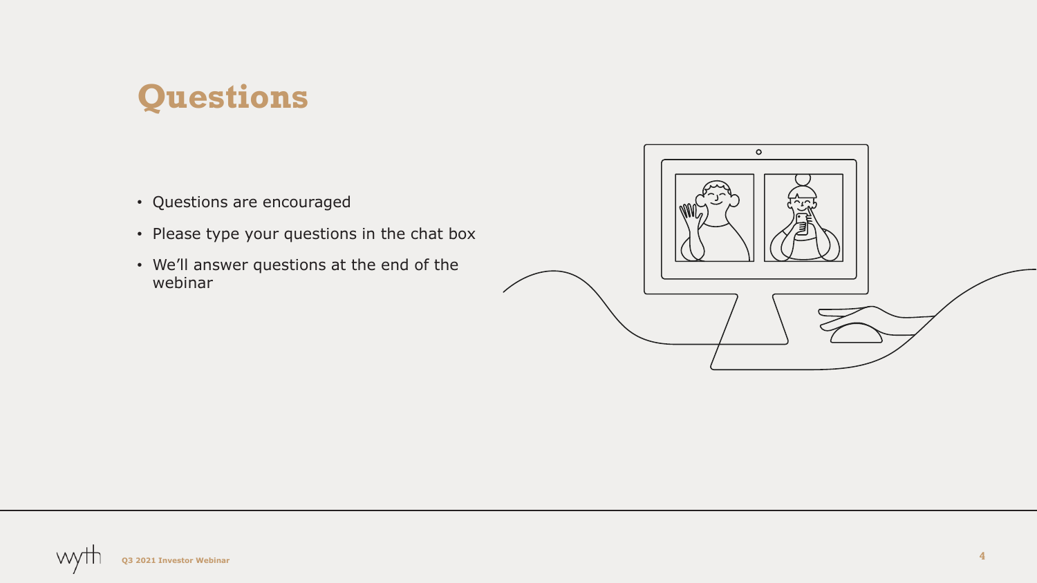# Questions

- Questions are encouraged
- Please type your questions in the chat box
- We'll answer questions at the end of the webinar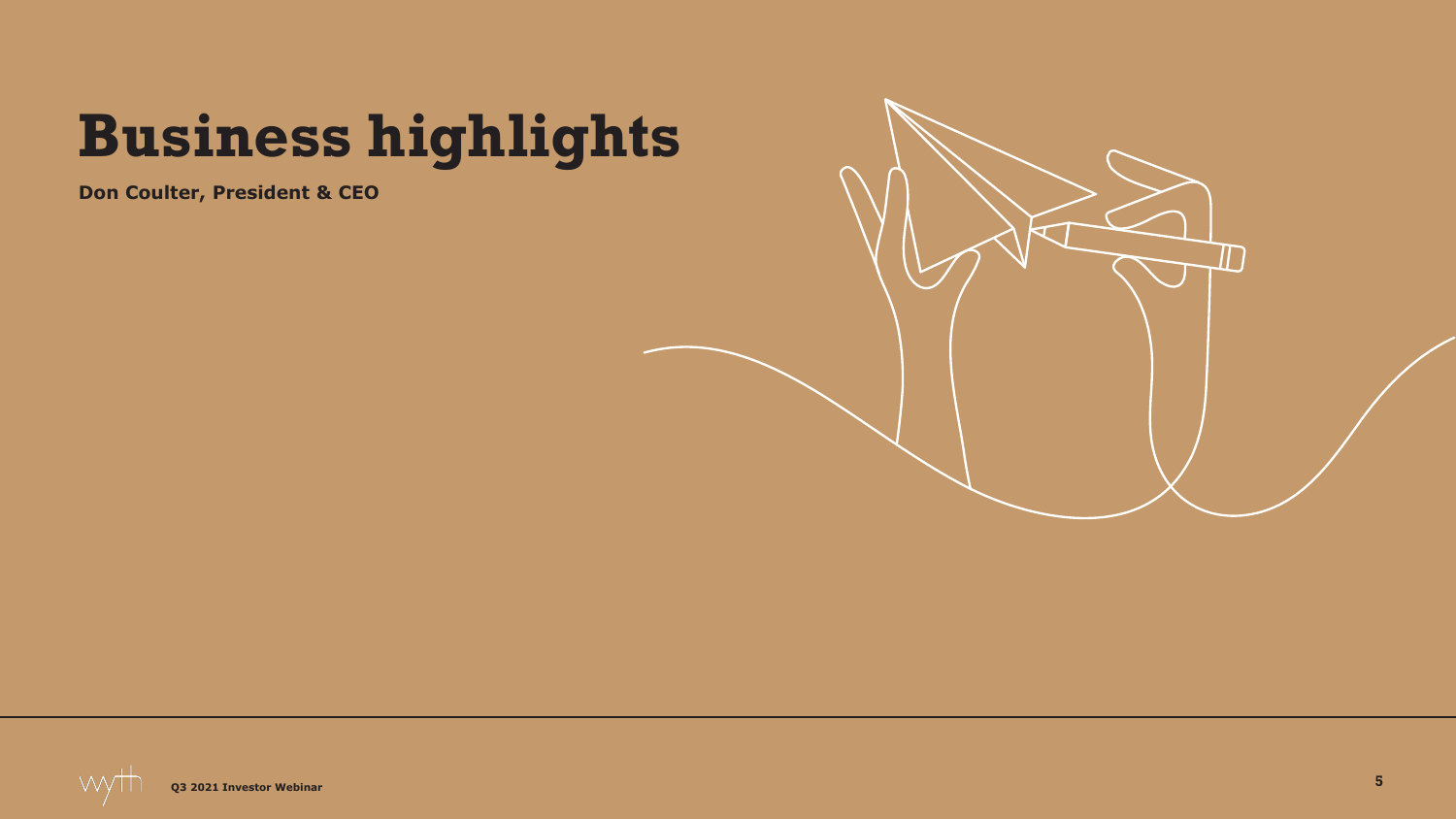# Business highlights

**Don Coulter, President & CEO**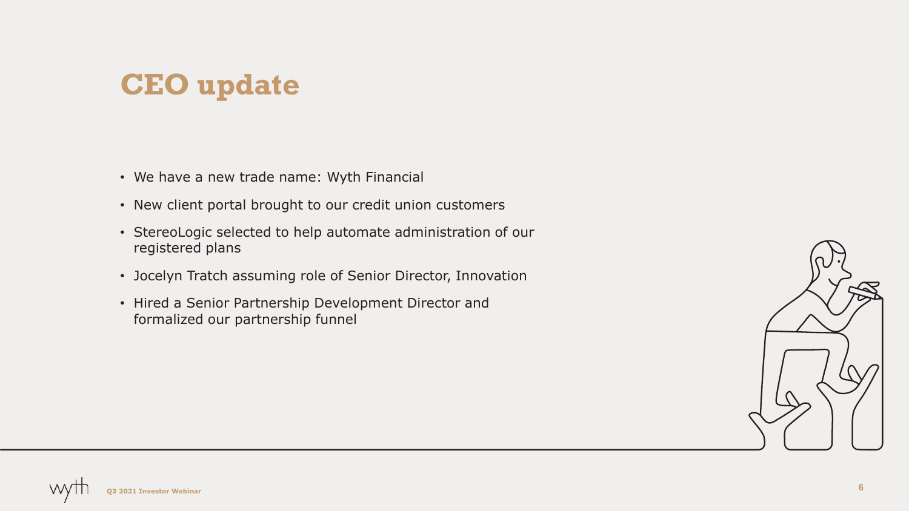# CEO update

- We have a new trade name: Wyth Financial
- New client portal brought to our credit union customers
- StereoLogic selected to help automate administration of our registered plans
- Jocelyn Tratch assuming role of Senior Director, Innovation
- Hired a Senior Partnership Development Director and formalized our partnership funnel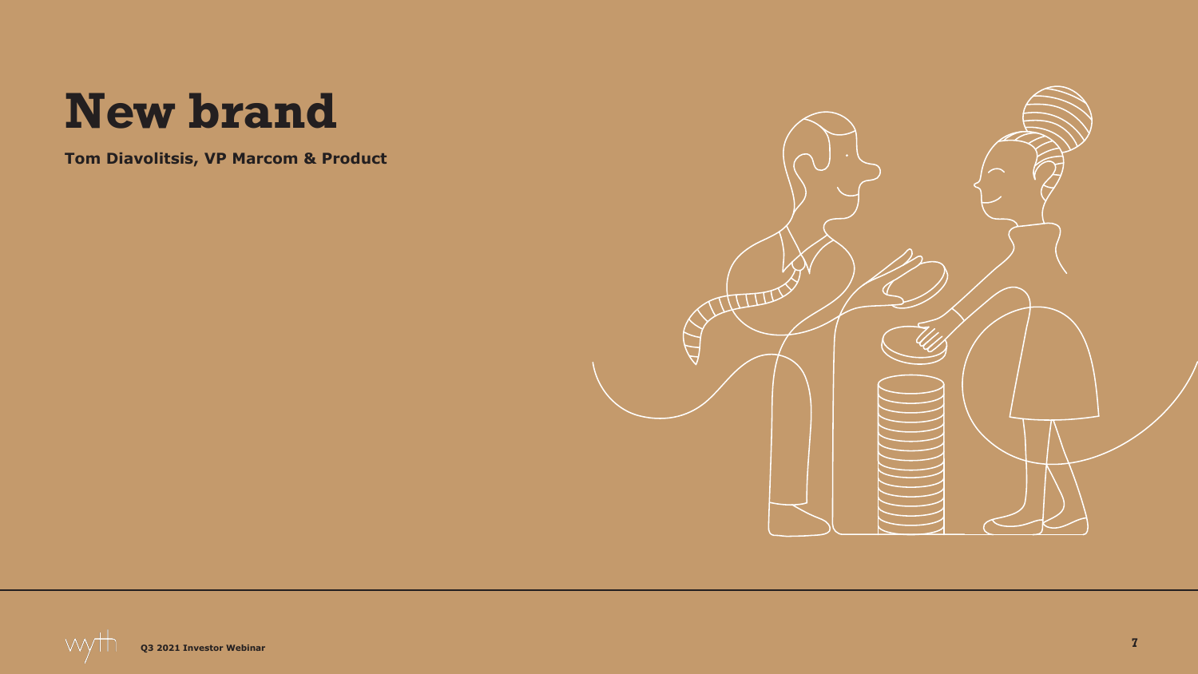# New brand

**Tom Diavolitsis, VP Marcom & Product**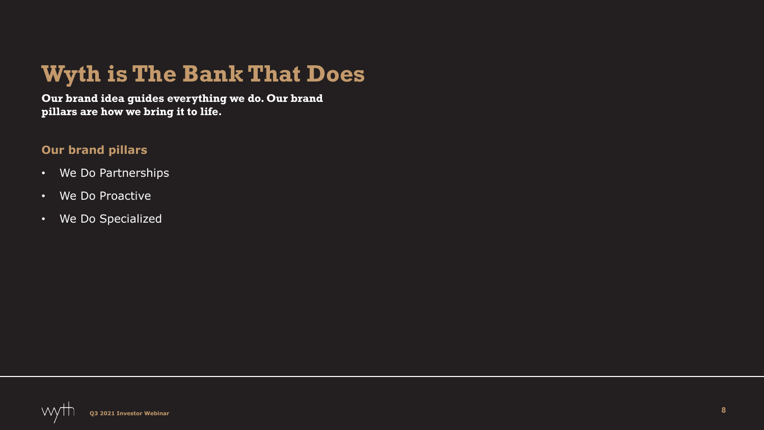# Wyth is The Bank That Does

**Our brand idea guides everything we do. Our brand pillars are how we bring it to life.**

## Our brand pillars

- We Do Partnerships
- We Do Proactive
- We Do Specialized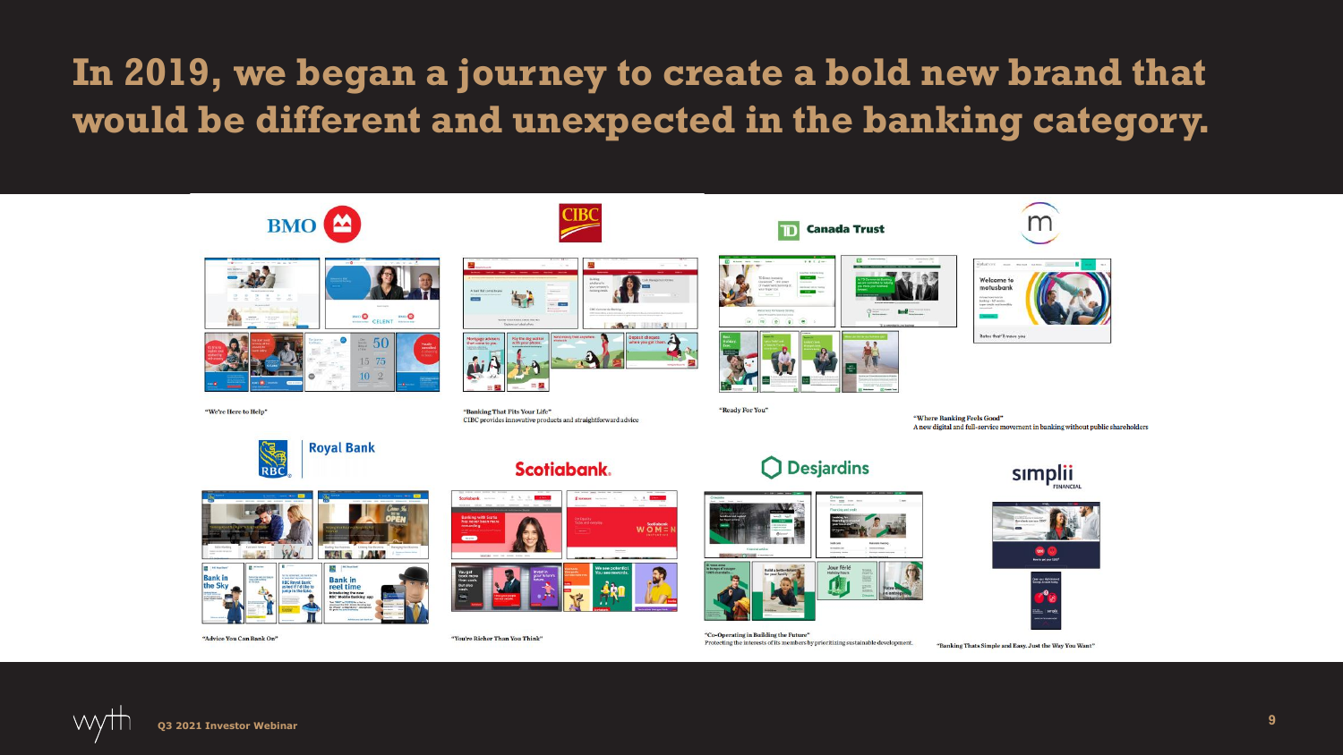# In 2019, we began a journey to create a bold new brand that would be different and unexpected in the banking category.

BMO

"We're Here to Help"

CIBC

"Banking That Fits Your Life"
CIBC provides innovative products and straightforward advice

TD Canada Trust

"Ready For You"

m

"Where Banking Feels Good"
A new digital and full-service movement in banking without public shareholders

Royal Bank

"Advice You Can Bank On"

Scotiabank.

"You're Richer Than You Think"

Desjardins

"Co-Operating in Building the Future"
Protecting the interests of its members by prioritizing sustainable development.

simplii FINANCIAL

"Banking Thats Simple and Easy. Just the Way You Want"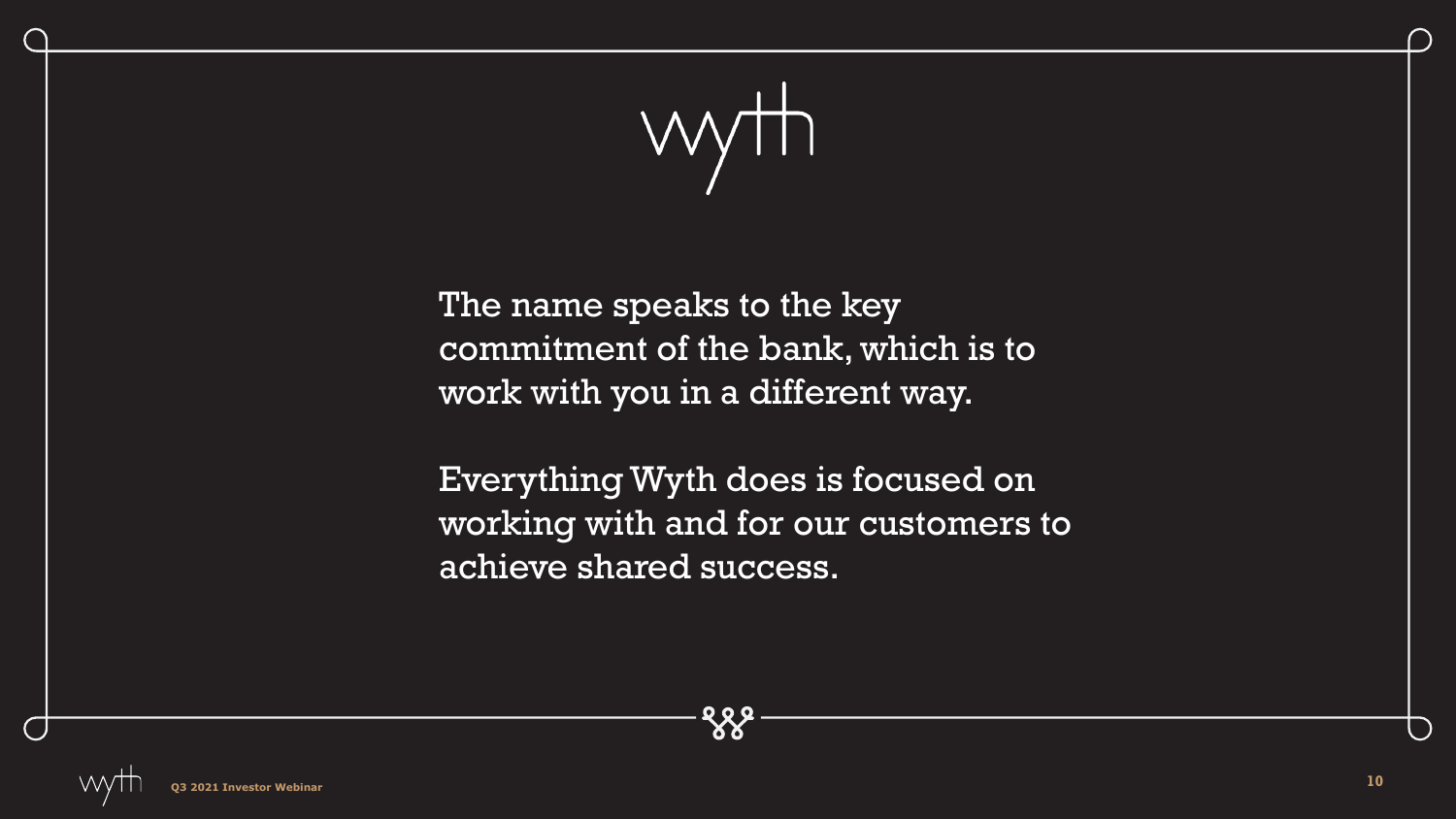# wyth

The name speaks to the key commitment of the bank, which is to work with you in a different way.

Everything Wyth does is focused on working with and for our customers to achieve shared success.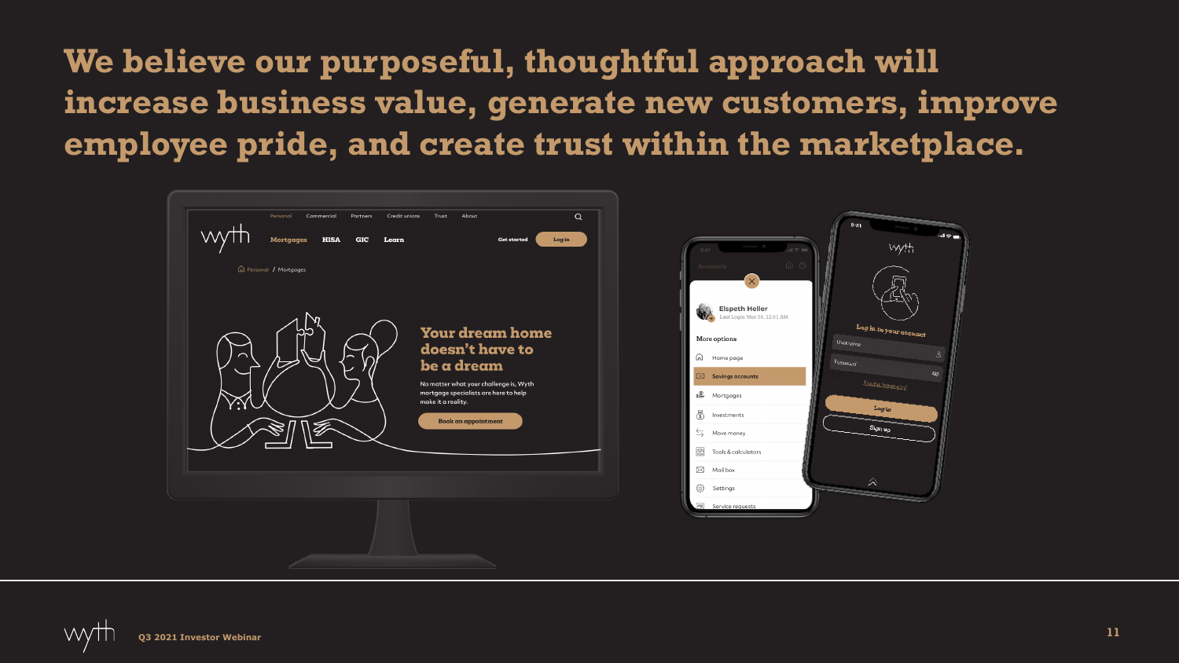# We believe our purposeful, thoughtful approach will increase business value, generate new customers, improve employee pride, and create trust within the marketplace.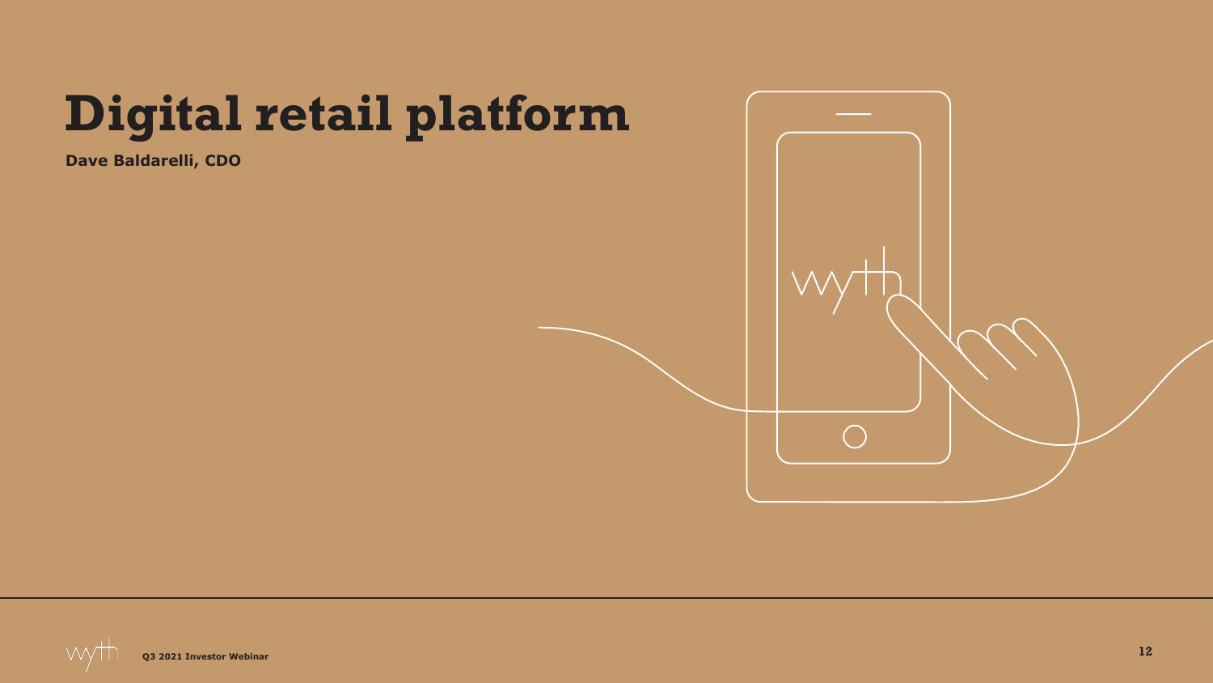# Digital retail platform

**Dave Baldarelli, CDO**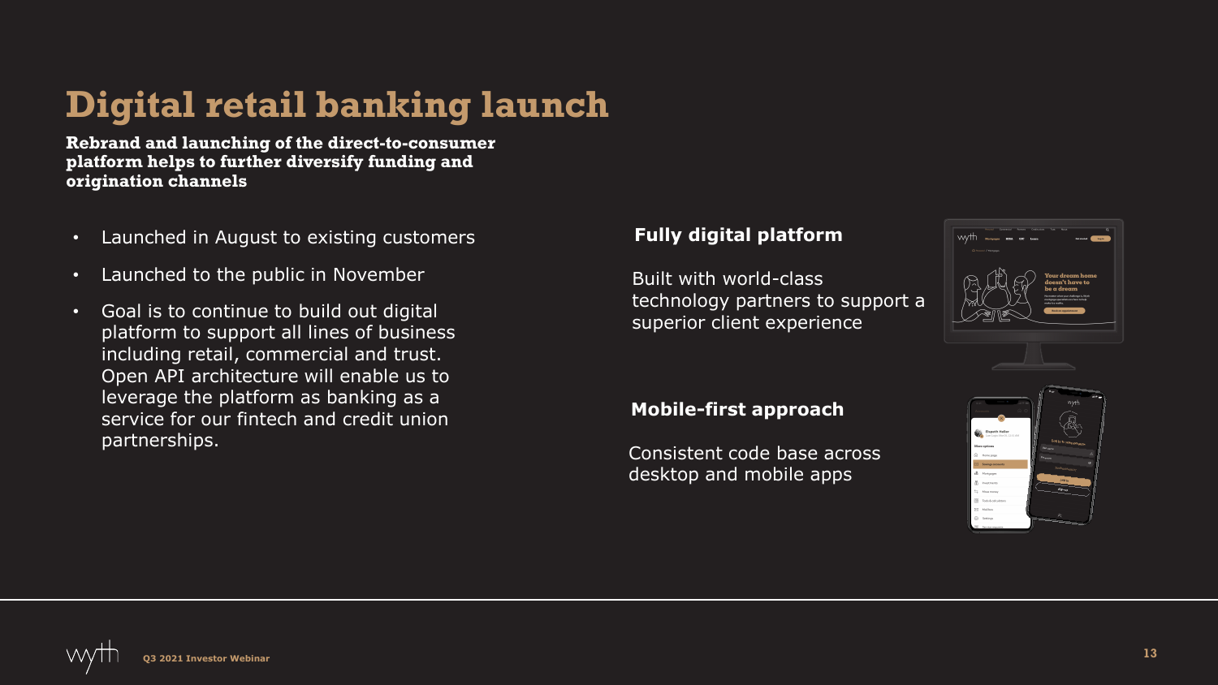# Digital retail banking launch

**Rebrand and launching of the direct-to-consumer platform helps to further diversify funding and origination channels**

- Launched in August to existing customers
- Launched to the public in November
- Goal is to continue to build out digital platform to support all lines of business including retail, commercial and trust. Open API architecture will enable us to leverage the platform as banking as a service for our fintech and credit union partnerships.

**Fully digital platform**

Built with world-class technology partners to support a superior client experience

**Mobile-first approach**

Consistent code base across desktop and mobile apps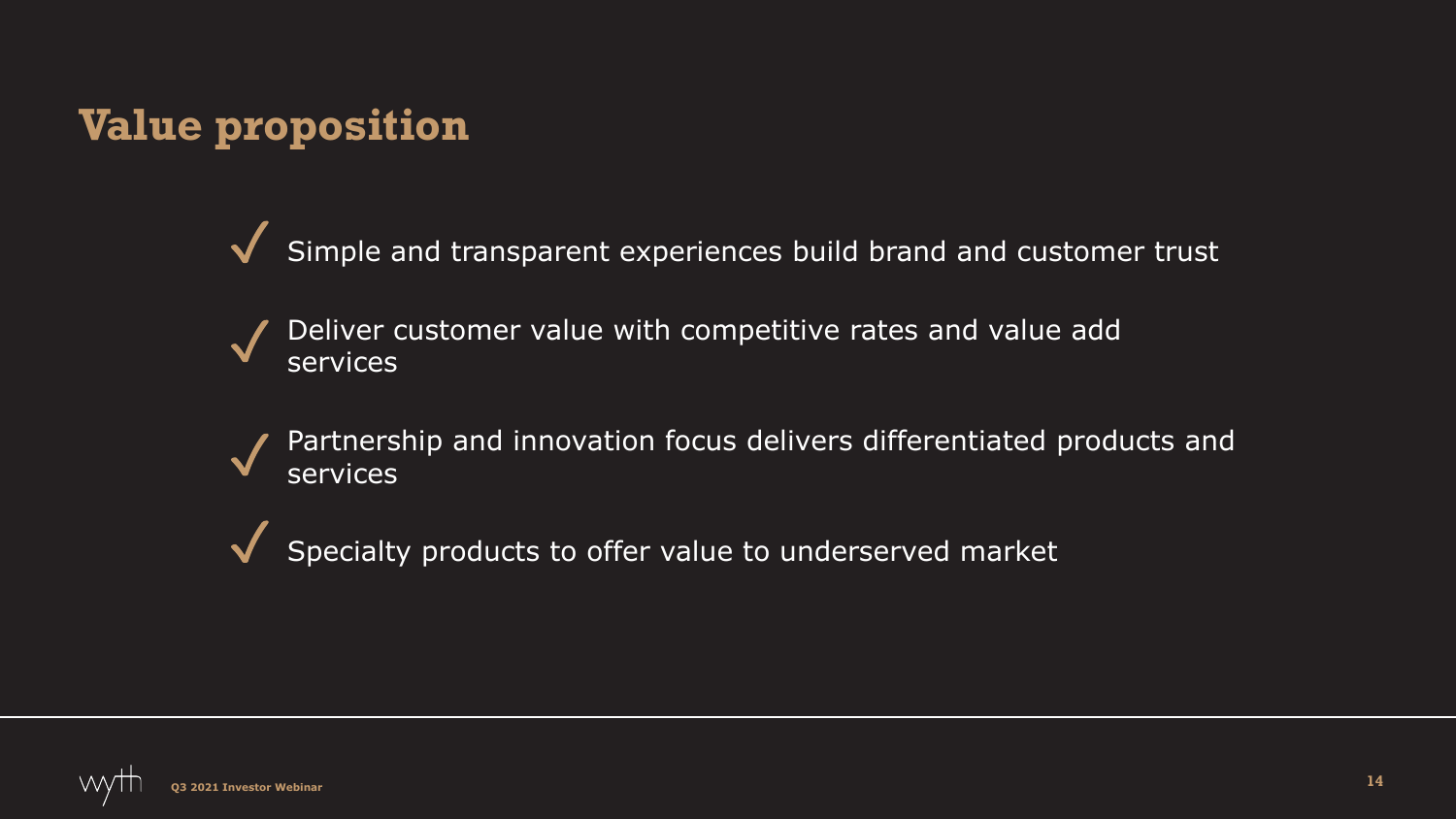# Value proposition

- ✓ Simple and transparent experiences build brand and customer trust
- ✓ Deliver customer value with competitive rates and value add services
- ✓ Partnership and innovation focus delivers differentiated products and services
- ✓ Specialty products to offer value to underserved market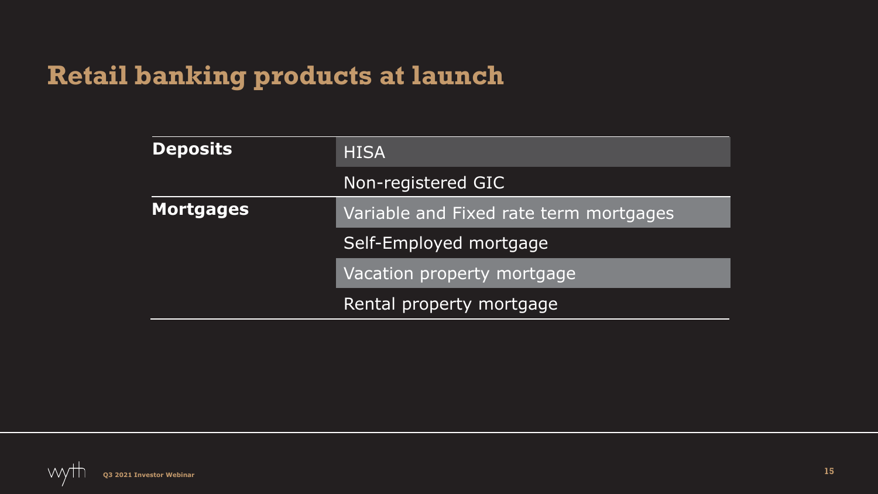# Retail banking products at launch

| | |
|---|---|
| **Deposits** | HISA |
| | Non-registered GIC |
| **Mortgages** | Variable and Fixed rate term mortgages |
| | Self-Employed mortgage |
| | Vacation property mortgage |
| | Rental property mortgage |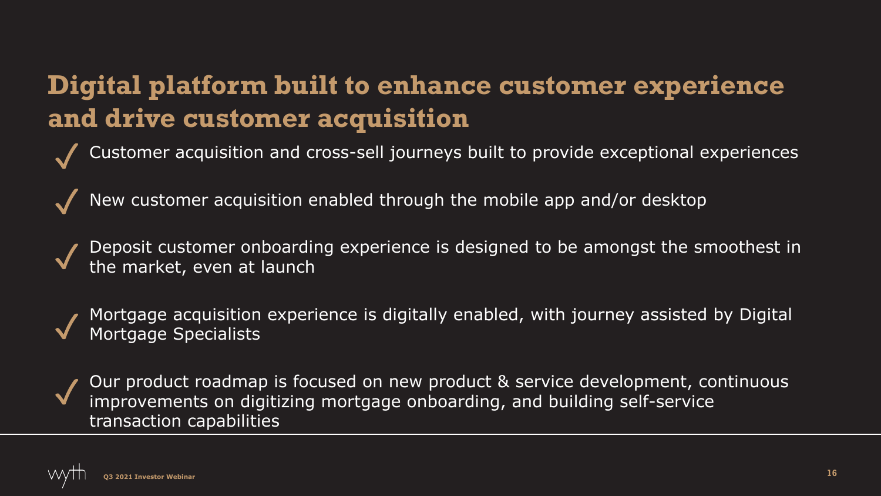# Digital platform built to enhance customer experience and drive customer acquisition

- ✓ Customer acquisition and cross-sell journeys built to provide exceptional experiences
- ✓ New customer acquisition enabled through the mobile app and/or desktop
- ✓ Deposit customer onboarding experience is designed to be amongst the smoothest in the market, even at launch
- ✓ Mortgage acquisition experience is digitally enabled, with journey assisted by Digital Mortgage Specialists
- ✓ Our product roadmap is focused on new product & service development, continuous improvements on digitizing mortgage onboarding, and building self-service transaction capabilities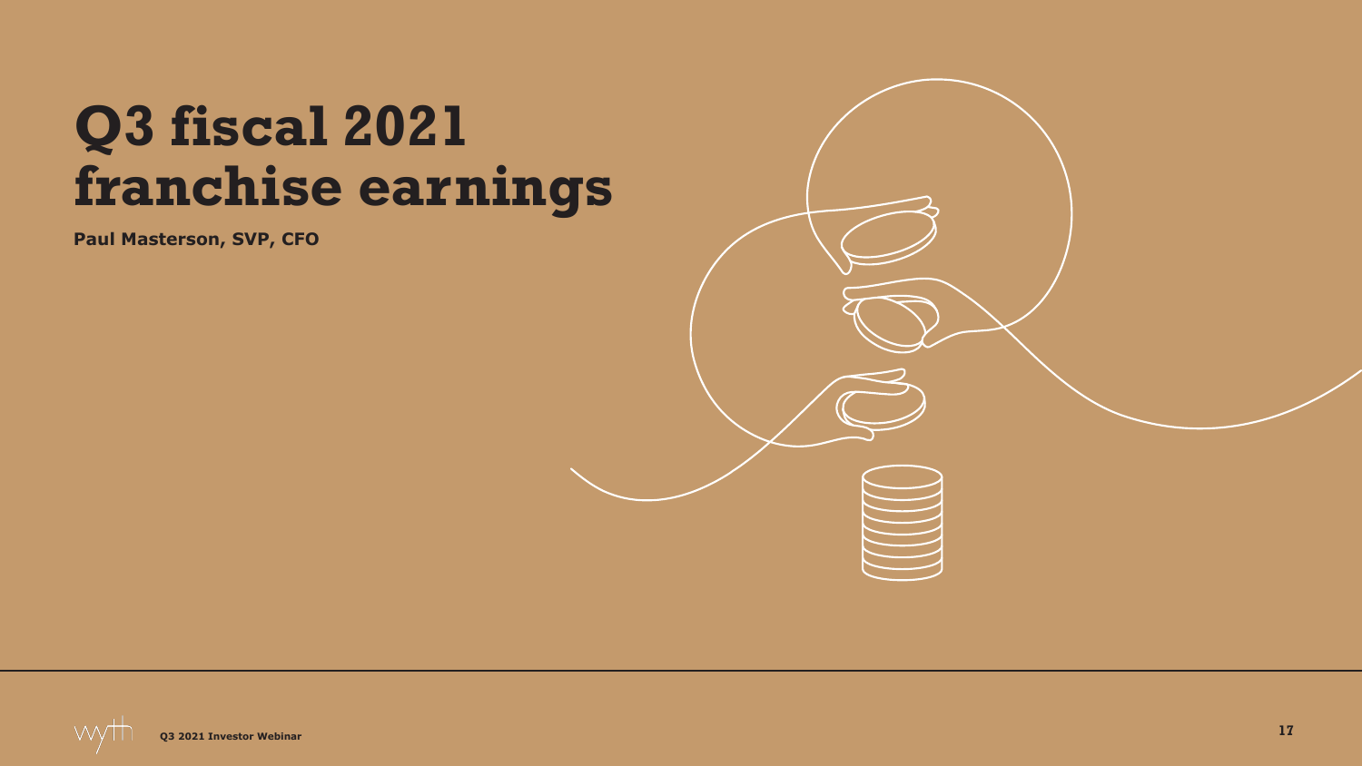# Q3 fiscal 2021 franchise earnings

**Paul Masterson, SVP, CFO**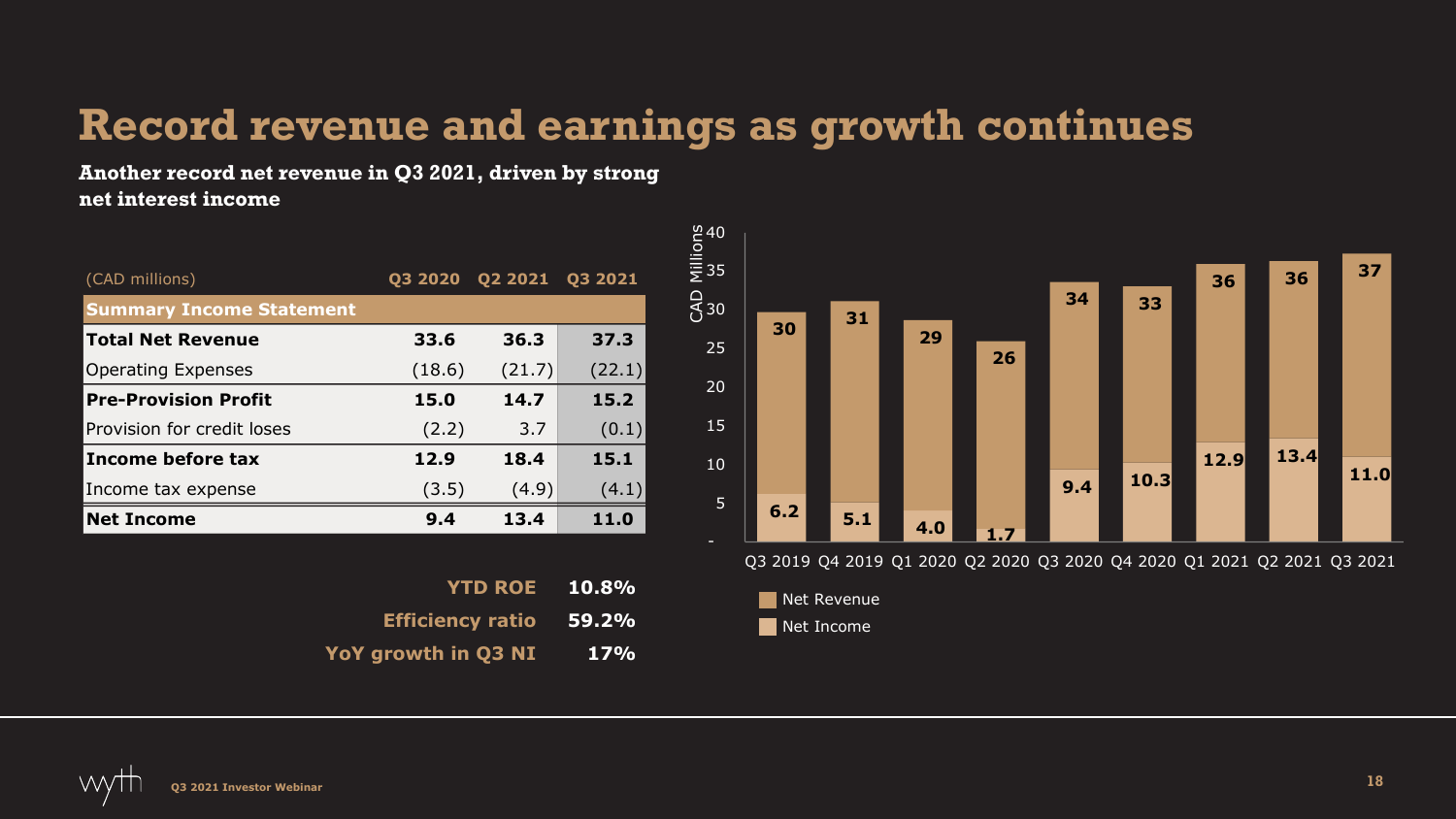# Record revenue and earnings as growth continues

**Another record net revenue in Q3 2021, driven by strong net interest income**

| (CAD millions) | Q3 2020 | Q2 2021 | Q3 2021 |
|---|---|---|---|
| **Summary Income Statement** | | | |
| **Total Net Revenue** | **33.6** | **36.3** | **37.3** |
| Operating Expenses | (18.6) | (21.7) | (22.1) |
| **Pre-Provision Profit** | **15.0** | **14.7** | **15.2** |
| Provision for credit loses | (2.2) | 3.7 | (0.1) |
| **Income before tax** | **12.9** | **18.4** | **15.1** |
| Income tax expense | (3.5) | (4.9) | (4.1) |
| **Net Income** | **9.4** | **13.4** | **11.0** |

| | |
|---|---|
| **YTD ROE** | **10.8%** |
| **Efficiency ratio** | **59.2%** |
| **YoY growth in Q3 NI** | **17%** |

CAD Millions

| | Q3 2019 | Q4 2019 | Q1 2020 | Q2 2020 | Q3 2020 | Q4 2020 | Q1 2021 | Q2 2021 | Q3 2021 |
|---|---|---|---|---|---|---|---|---|---|
| Net Revenue | 30 | 31 | 29 | 26 | 34 | 33 | 36 | 36 | 37 |
| Net Income | 6.2 | 5.1 | 4.0 | 1.7 | 9.4 | 10.3 | 12.9 | 13.4 | 11.0 |

Q3 2021 Investor Webinar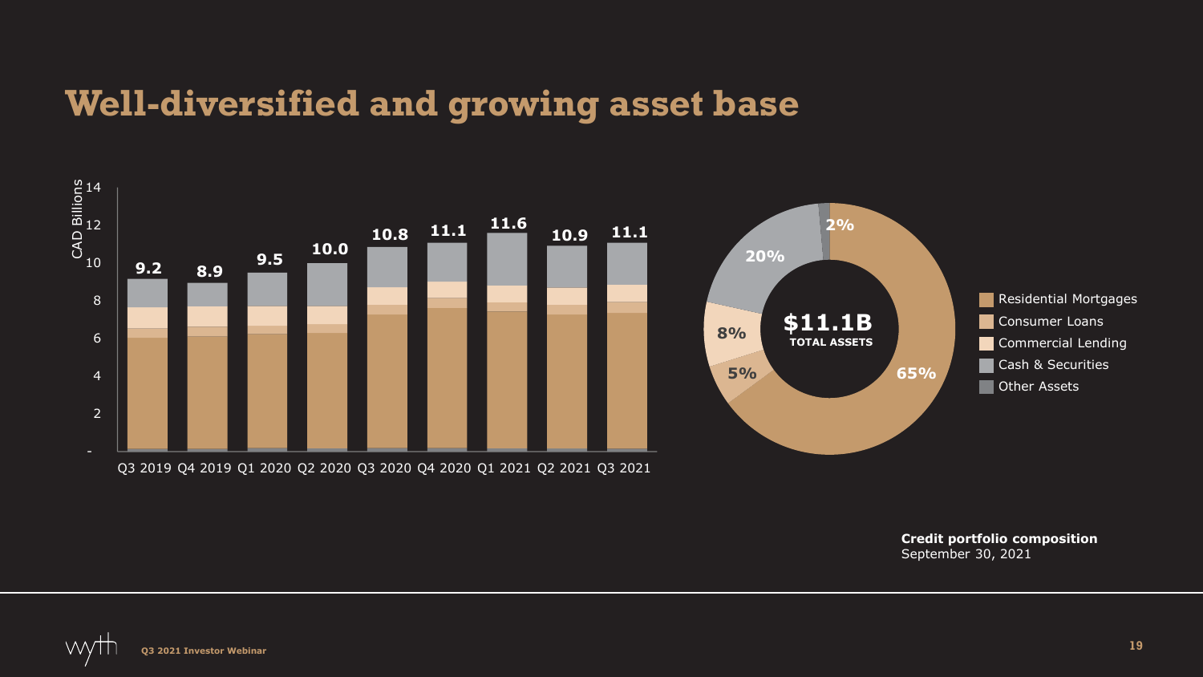# Well-diversified and growing asset base

CAD Billions

| Quarter | Total Assets |
|---|---|
| Q3 2019 | 9.2 |
| Q4 2019 | 8.9 |
| Q1 2020 | 9.5 |
| Q2 2020 | 10.0 |
| Q3 2020 | 10.8 |
| Q4 2020 | 11.1 |
| Q1 2021 | 11.6 |
| Q2 2021 | 10.9 |
| Q3 2021 | 11.1 |

**$11.1B TOTAL ASSETS**

| Category | Share |
|---|---|
| Residential Mortgages | 65% |
| Consumer Loans | 5% |
| Commercial Lending | 8% |
| Cash & Securities | 20% |
| Other Assets | 2% |

**Credit portfolio composition**
September 30, 2021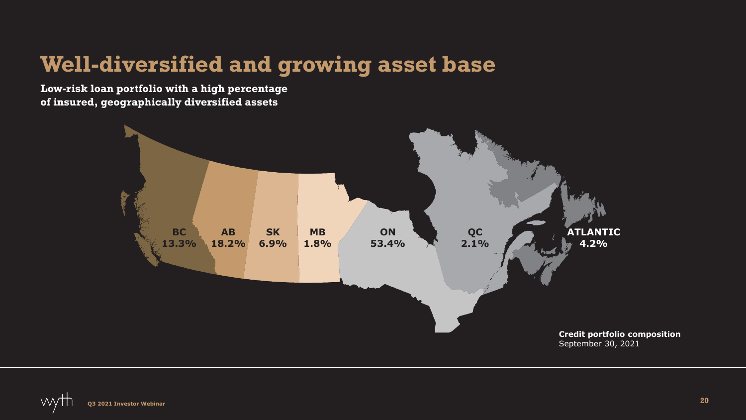# Well-diversified and growing asset base

**Low-risk loan portfolio with a high percentage of insured, geographically diversified assets**

| Region | Share |
|---|---|
| BC | 13.3% |
| AB | 18.2% |
| SK | 6.9% |
| MB | 1.8% |
| ON | 53.4% |
| QC | 2.1% |
| ATLANTIC | 4.2% |

**Credit portfolio composition**
September 30, 2021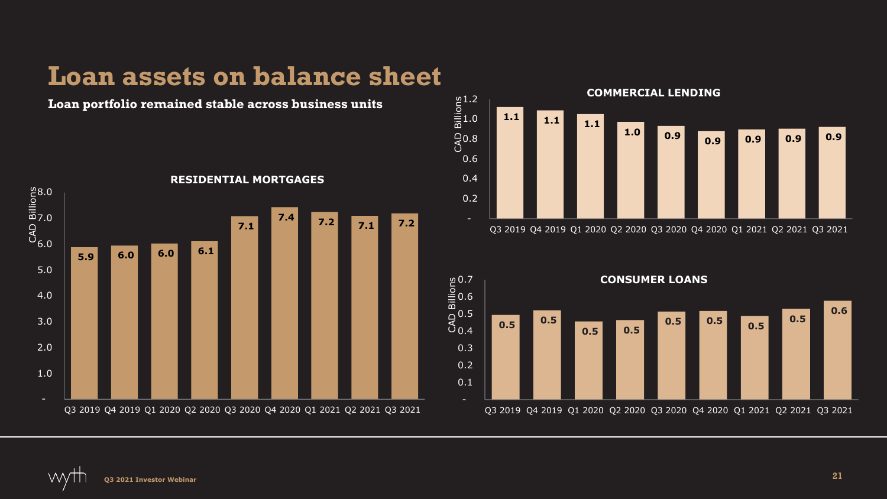# Loan assets on balance sheet

**Loan portfolio remained stable across business units**

### RESIDENTIAL MORTGAGES

CAD Billions

| Quarter | Q3 2019 | Q4 2019 | Q1 2020 | Q2 2020 | Q3 2020 | Q4 2020 | Q1 2021 | Q2 2021 | Q3 2021 |
|---|---|---|---|---|---|---|---|---|---|
| Value | 5.9 | 6.0 | 6.0 | 6.1 | 7.1 | 7.4 | 7.2 | 7.1 | 7.2 |

### COMMERCIAL LENDING

CAD Billions

| Quarter | Q3 2019 | Q4 2019 | Q1 2020 | Q2 2020 | Q3 2020 | Q4 2020 | Q1 2021 | Q2 2021 | Q3 2021 |
|---|---|---|---|---|---|---|---|---|---|
| Value | 1.1 | 1.1 | 1.1 | 1.0 | 0.9 | 0.9 | 0.9 | 0.9 | 0.9 |

### CONSUMER LOANS

CAD Billions

| Quarter | Q3 2019 | Q4 2019 | Q1 2020 | Q2 2020 | Q3 2020 | Q4 2020 | Q1 2021 | Q2 2021 | Q3 2021 |
|---|---|---|---|---|---|---|---|---|---|
| Value | 0.5 | 0.5 | 0.5 | 0.5 | 0.5 | 0.5 | 0.5 | 0.5 | 0.6 |

Q3 2021 Investor Webinar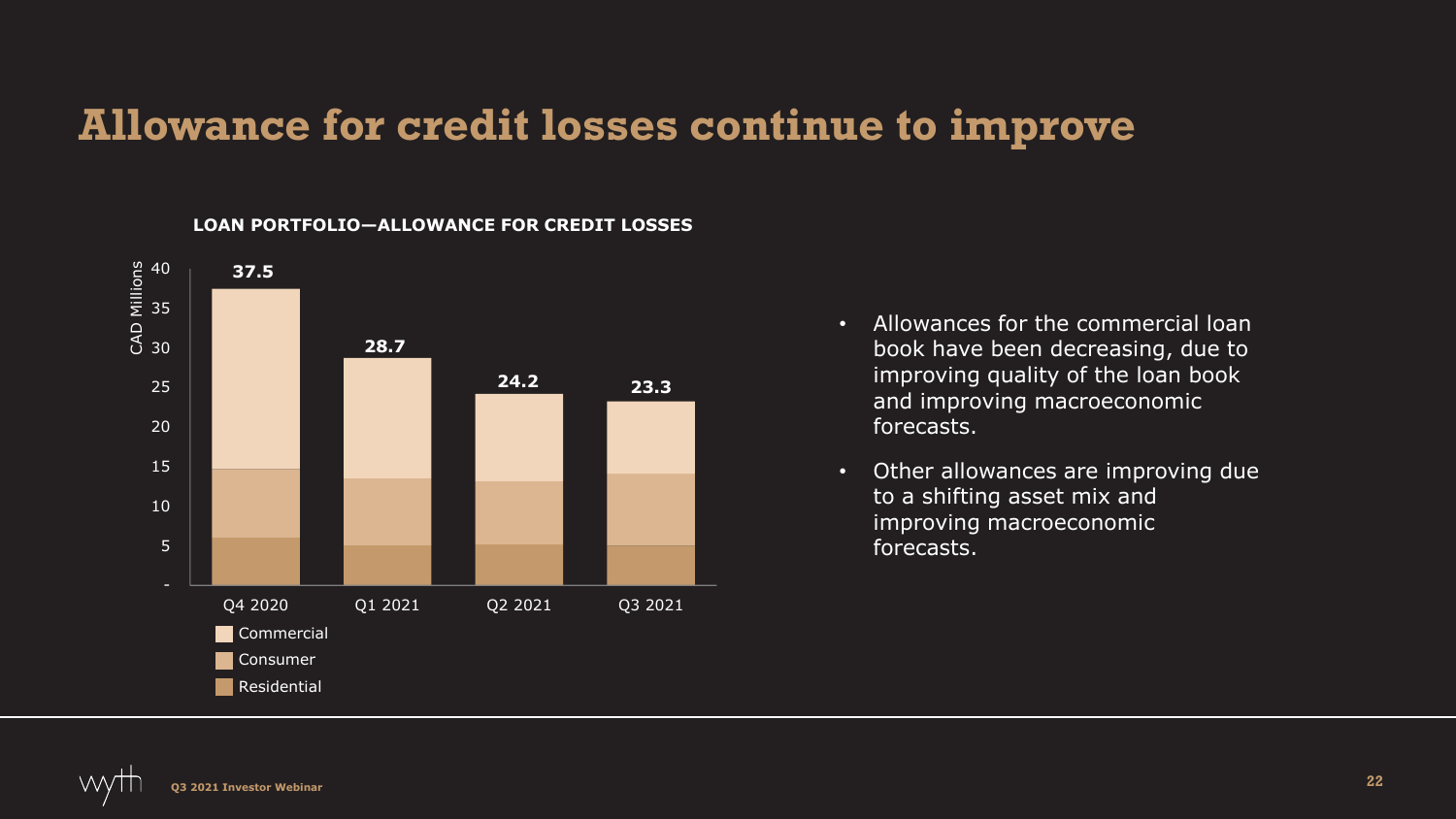# Allowance for credit losses continue to improve

**LOAN PORTFOLIO—ALLOWANCE FOR CREDIT LOSSES**

CAD Millions

| | Q4 2020 | Q1 2021 | Q2 2021 | Q3 2021 |
|---|---|---|---|---|
| Total | 37.5 | 28.7 | 24.2 | 23.3 |

Commercial
Consumer
Residential

- Allowances for the commercial loan book have been decreasing, due to improving quality of the loan book and improving macroeconomic forecasts.
- Other allowances are improving due to a shifting asset mix and improving macroeconomic forecasts.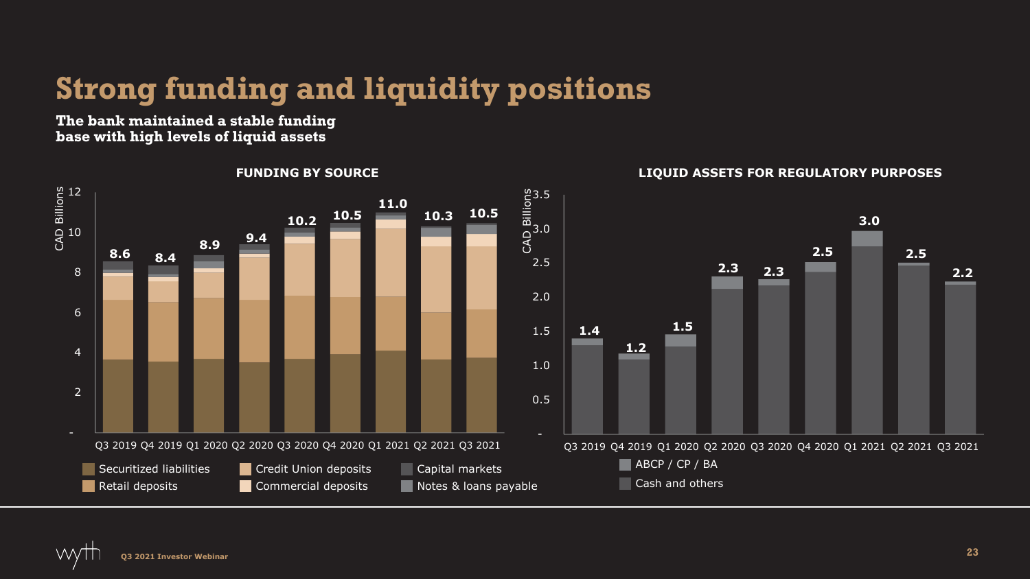# Strong funding and liquidity positions

**The bank maintained a stable funding base with high levels of liquid assets**

### FUNDING BY SOURCE

CAD Billions

| Quarter | Total |
|---|---|
| Q3 2019 | 8.6 |
| Q4 2019 | 8.4 |
| Q1 2020 | 8.9 |
| Q2 2020 | 9.4 |
| Q3 2020 | 10.2 |
| Q4 2020 | 10.5 |
| Q1 2021 | 11.0 |
| Q2 2021 | 10.3 |
| Q3 2021 | 10.5 |

Securitized liabilities, Retail deposits, Credit Union deposits, Commercial deposits, Capital markets, Notes & loans payable

### LIQUID ASSETS FOR REGULATORY PURPOSES

CAD Billions

| Quarter | Total |
|---|---|
| Q3 2019 | 1.4 |
| Q4 2019 | 1.2 |
| Q1 2020 | 1.5 |
| Q2 2020 | 2.3 |
| Q3 2020 | 2.3 |
| Q4 2020 | 2.5 |
| Q1 2021 | 3.0 |
| Q2 2021 | 2.5 |
| Q3 2021 | 2.2 |

ABCP / CP / BA, Cash and others

Q3 2021 Investor Webinar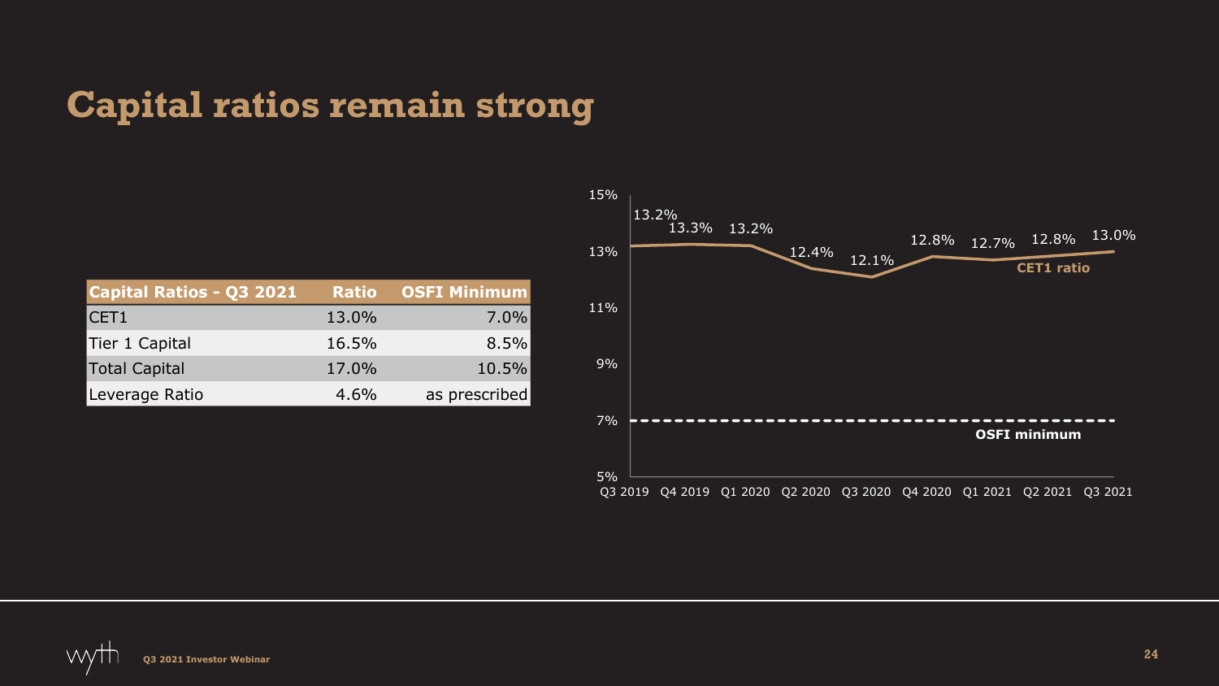# Capital ratios remain strong

| Capital Ratios - Q3 2021 | Ratio | OSFI Minimum |
|---|---|---|
| CET1 | 13.0% | 7.0% |
| Tier 1 Capital | 16.5% | 8.5% |
| Total Capital | 17.0% | 10.5% |
| Leverage Ratio | 4.6% | as prescribed |

| Quarter | CET1 ratio | OSFI minimum |
|---|---|---|
| Q3 2019 | 13.2% | 7% |
| Q4 2019 | 13.3% | 7% |
| Q1 2020 | 13.2% | 7% |
| Q2 2020 | 12.4% | 7% |
| Q3 2020 | 12.1% | 7% |
| Q4 2020 | 12.8% | 7% |
| Q1 2021 | 12.7% | 7% |
| Q2 2021 | 12.8% | 7% |
| Q3 2021 | 13.0% | 7% |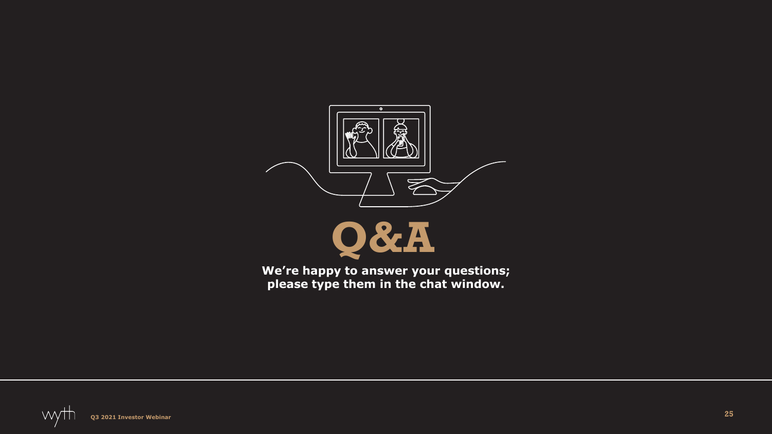# Q&A

**We're happy to answer your questions; please type them in the chat window.**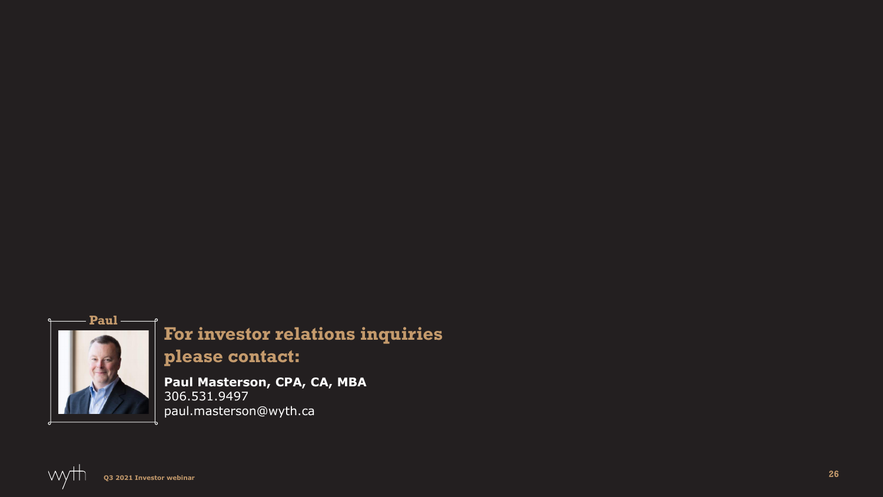Paul

## For investor relations inquiries please contact:

**Paul Masterson, CPA, CA, MBA**
306.531.9497
paul.masterson@wyth.ca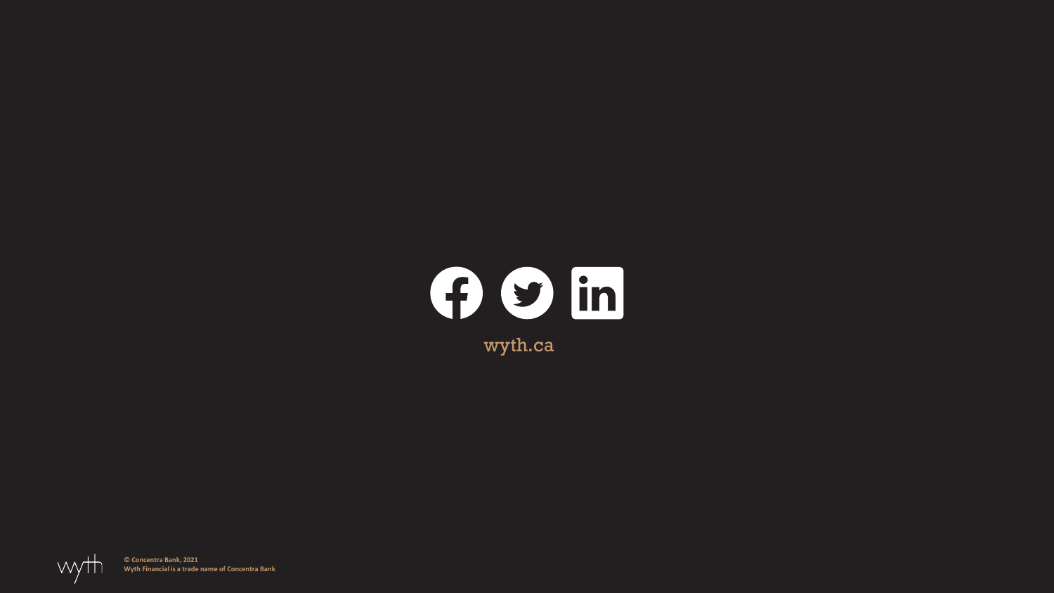wyth.ca

© Concentra Bank, 2021
Wyth Financial is a trade name of Concentra Bank